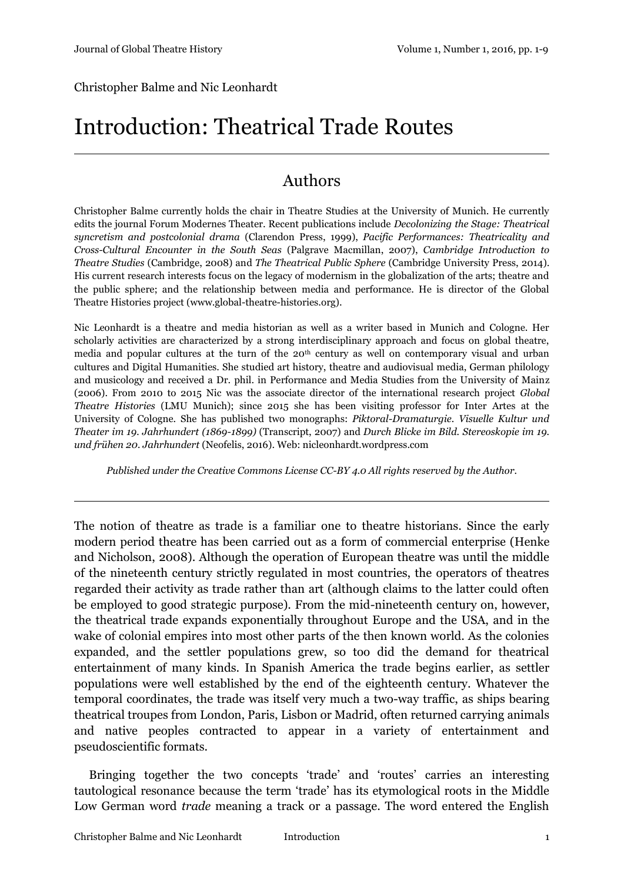Christopher Balme and Nic Leonhardt

# Introduction: Theatrical Trade Routes

## Authors

Christopher Balme currently holds the chair in Theatre Studies at the University of Munich. He currently edits the journal Forum Modernes Theater. Recent publications include *Decolonizing the Stage: Theatrical syncretism and postcolonial drama* (Clarendon Press, 1999), *Pacific Performances: Theatricality and Cross-Cultural Encounter in the South Seas* (Palgrave Macmillan, 2007), *Cambridge Introduction to Theatre Studies* (Cambridge, 2008) and *The Theatrical Public Sphere* (Cambridge University Press, 2014). His current research interests focus on the legacy of modernism in the globalization of the arts; theatre and the public sphere; and the relationship between media and performance. He is director of the Global Theatre Histories project (www.global-theatre-histories.org).

Nic Leonhardt is a theatre and media historian as well as a writer based in Munich and Cologne. Her scholarly activities are characterized by a strong interdisciplinary approach and focus on global theatre, media and popular cultures at the turn of the 20th century as well on contemporary visual and urban cultures and Digital Humanities. She studied art history, theatre and audiovisual media, German philology and musicology and received a Dr. phil. in Performance and Media Studies from the University of Mainz (2006). From 2010 to 2015 Nic was the associate director of the international research project *Global Theatre Histories* (LMU Munich); since 2015 she has been visiting professor for Inter Artes at the University of Cologne. She has published two monographs: *Piktoral-Dramaturgie. Visuelle Kultur und Theater im 19. Jahrhundert (1869-1899)* (Transcript, 2007) and *Durch Blicke im Bild. Stereoskopie im 19. und frühen 20. Jahrhundert* (Neofelis, 2016). Web: nicleonhardt.wordpress.com

*Published under the Creative Commons License CC-BY 4.0 All rights reserved by the Author.*

---

The notion of theatre as trade is a familiar one to theatre historians. Since the early modern period theatre has been carried out as a form of commercial enterprise (Henke and Nicholson, 2008). Although the operation of European theatre was until the middle of the nineteenth century strictly regulated in most countries, the operators of theatres regarded their activity as trade rather than art (although claims to the latter could often be employed to good strategic purpose). From the mid-nineteenth century on, however, the theatrical trade expands exponentially throughout Europe and the USA, and in the wake of colonial empires into most other parts of the then known world. As the colonies expanded, and the settler populations grew, so too did the demand for theatrical entertainment of many kinds. In Spanish America the trade begins earlier, as settler populations were well established by the end of the eighteenth century. Whatever the temporal coordinates, the trade was itself very much a two-way traffic, as ships bearing theatrical troupes from London, Paris, Lisbon or Madrid, often returned carrying animals and native peoples contracted to appear in a variety of entertainment and pseudoscientific formats.

Bringing together the two concepts 'trade' and 'routes' carries an interesting tautological resonance because the term 'trade' has its etymological roots in the Middle Low German word *trade* meaning a track or a passage. The word entered the English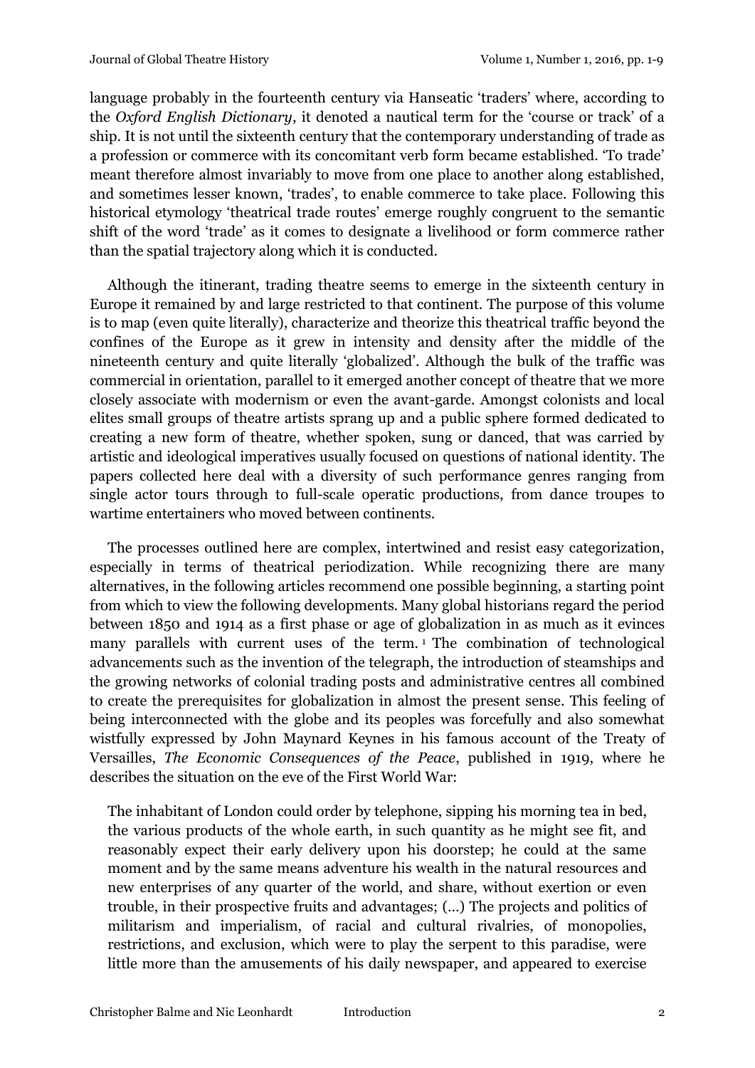language probably in the fourteenth century via Hanseatic 'traders' where, according to the *Oxford English Dictionary*, it denoted a nautical term for the 'course or track' of a ship. It is not until the sixteenth century that the contemporary understanding of trade as a profession or commerce with its concomitant verb form became established. 'To trade' meant therefore almost invariably to move from one place to another along established, and sometimes lesser known, 'trades', to enable commerce to take place. Following this historical etymology 'theatrical trade routes' emerge roughly congruent to the semantic shift of the word 'trade' as it comes to designate a livelihood or form commerce rather than the spatial trajectory along which it is conducted.

Although the itinerant, trading theatre seems to emerge in the sixteenth century in Europe it remained by and large restricted to that continent. The purpose of this volume is to map (even quite literally), characterize and theorize this theatrical traffic beyond the confines of the Europe as it grew in intensity and density after the middle of the nineteenth century and quite literally 'globalized'. Although the bulk of the traffic was commercial in orientation, parallel to it emerged another concept of theatre that we more closely associate with modernism or even the avant-garde. Amongst colonists and local elites small groups of theatre artists sprang up and a public sphere formed dedicated to creating a new form of theatre, whether spoken, sung or danced, that was carried by artistic and ideological imperatives usually focused on questions of national identity. The papers collected here deal with a diversity of such performance genres ranging from single actor tours through to full-scale operatic productions, from dance troupes to wartime entertainers who moved between continents.

The processes outlined here are complex, intertwined and resist easy categorization, especially in terms of theatrical periodization. While recognizing there are many alternatives, in the following articles recommend one possible beginning, a starting point from which to view the following developments. Many global historians regard the period between 1850 and 1914 as a first phase or age of globalization in as much as it evinces many parallels with current uses of the term. [1] The combination of technological advancements such as the invention of the telegraph, the introduction of steamships and the growing networks of colonial trading posts and administrative centres all combined to create the prerequisites for globalization in almost the present sense. This feeling of being interconnected with the globe and its peoples was forcefully and also somewhat wistfully expressed by John Maynard Keynes in his famous account of the Treaty of Versailles, *The Economic Consequences of the Peace*, published in 1919, where he describes the situation on the eve of the First World War:

> The inhabitant of London could order by telephone, sipping his morning tea in bed, the various products of the whole earth, in such quantity as he might see fit, and reasonably expect their early delivery upon his doorstep; he could at the same moment and by the same means adventure his wealth in the natural resources and new enterprises of any quarter of the world, and share, without exertion or even trouble, in their prospective fruits and advantages; (...) The projects and politics of militarism and imperialism, of racial and cultural rivalries, of monopolies, restrictions, and exclusion, which were to play the serpent to this paradise, were little more than the amusements of his daily newspaper, and appeared to exercise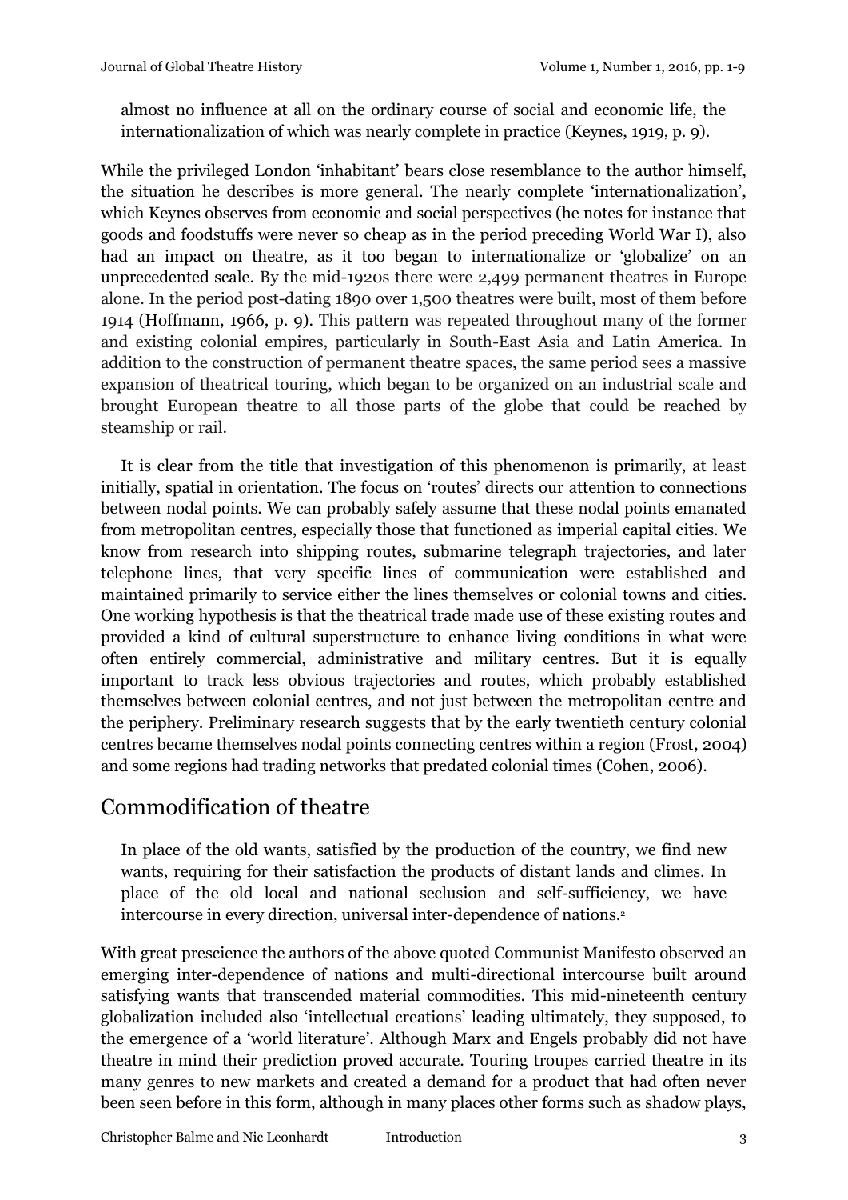almost no influence at all on the ordinary course of social and economic life, the internationalization of which was nearly complete in practice (Keynes, 1919, p. 9).

While the privileged London 'inhabitant' bears close resemblance to the author himself, the situation he describes is more general. The nearly complete 'internationalization', which Keynes observes from economic and social perspectives (he notes for instance that goods and foodstuffs were never so cheap as in the period preceding World War I), also had an impact on theatre, as it too began to internationalize or 'globalize' on an unprecedented scale. By the mid-1920s there were 2,499 permanent theatres in Europe alone. In the period post-dating 1890 over 1,500 theatres were built, most of them before 1914 (Hoffmann, 1966, p. 9). This pattern was repeated throughout many of the former and existing colonial empires, particularly in South-East Asia and Latin America. In addition to the construction of permanent theatre spaces, the same period sees a massive expansion of theatrical touring, which began to be organized on an industrial scale and brought European theatre to all those parts of the globe that could be reached by steamship or rail.

It is clear from the title that investigation of this phenomenon is primarily, at least initially, spatial in orientation. The focus on 'routes' directs our attention to connections between nodal points. We can probably safely assume that these nodal points emanated from metropolitan centres, especially those that functioned as imperial capital cities. We know from research into shipping routes, submarine telegraph trajectories, and later telephone lines, that very specific lines of communication were established and maintained primarily to service either the lines themselves or colonial towns and cities. One working hypothesis is that the theatrical trade made use of these existing routes and provided a kind of cultural superstructure to enhance living conditions in what were often entirely commercial, administrative and military centres. But it is equally important to track less obvious trajectories and routes, which probably established themselves between colonial centres, and not just between the metropolitan centre and the periphery. Preliminary research suggests that by the early twentieth century colonial centres became themselves nodal points connecting centres within a region (Frost, 2004) and some regions had trading networks that predated colonial times (Cohen, 2006).

## Commodification of theatre

> In place of the old wants, satisfied by the production of the country, we find new wants, requiring for their satisfaction the products of distant lands and climes. In place of the old local and national seclusion and self-sufficiency, we have intercourse in every direction, universal inter-dependence of nations.[2]

With great prescience the authors of the above quoted Communist Manifesto observed an emerging inter-dependence of nations and multi-directional intercourse built around satisfying wants that transcended material commodities. This mid-nineteenth century globalization included also 'intellectual creations' leading ultimately, they supposed, to the emergence of a 'world literature'. Although Marx and Engels probably did not have theatre in mind their prediction proved accurate. Touring troupes carried theatre in its many genres to new markets and created a demand for a product that had often never been seen before in this form, although in many places other forms such as shadow plays,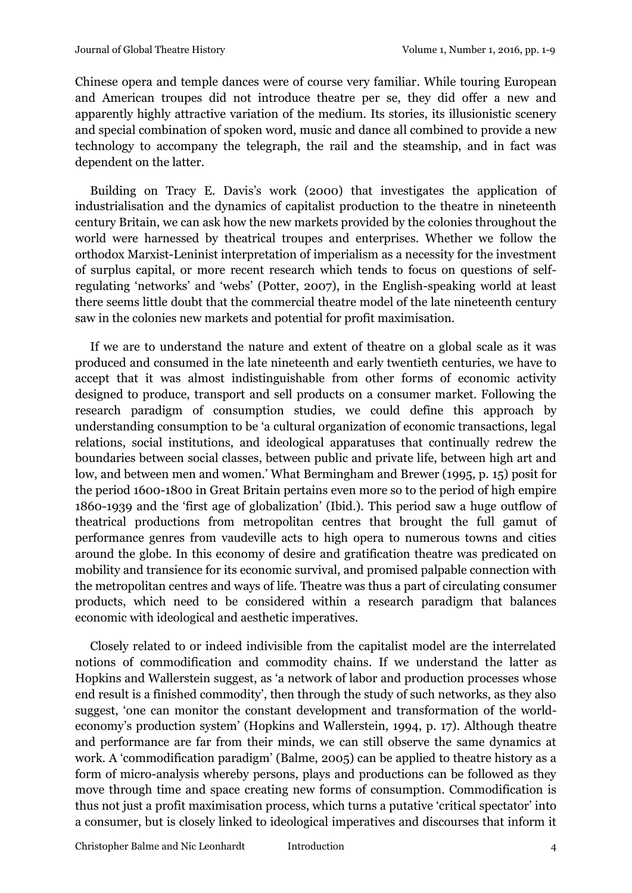Chinese opera and temple dances were of course very familiar. While touring European and American troupes did not introduce theatre per se, they did offer a new and apparently highly attractive variation of the medium. Its stories, its illusionistic scenery and special combination of spoken word, music and dance all combined to provide a new technology to accompany the telegraph, the rail and the steamship, and in fact was dependent on the latter.

Building on Tracy E. Davis's work (2000) that investigates the application of industrialisation and the dynamics of capitalist production to the theatre in nineteenth century Britain, we can ask how the new markets provided by the colonies throughout the world were harnessed by theatrical troupes and enterprises. Whether we follow the orthodox Marxist-Leninist interpretation of imperialism as a necessity for the investment of surplus capital, or more recent research which tends to focus on questions of self-regulating 'networks' and 'webs' (Potter, 2007), in the English-speaking world at least there seems little doubt that the commercial theatre model of the late nineteenth century saw in the colonies new markets and potential for profit maximisation.

If we are to understand the nature and extent of theatre on a global scale as it was produced and consumed in the late nineteenth and early twentieth centuries, we have to accept that it was almost indistinguishable from other forms of economic activity designed to produce, transport and sell products on a consumer market. Following the research paradigm of consumption studies, we could define this approach by understanding consumption to be 'a cultural organization of economic transactions, legal relations, social institutions, and ideological apparatuses that continually redrew the boundaries between social classes, between public and private life, between high art and low, and between men and women.' What Bermingham and Brewer (1995, p. 15) posit for the period 1600-1800 in Great Britain pertains even more so to the period of high empire 1860-1939 and the 'first age of globalization' (Ibid.). This period saw a huge outflow of theatrical productions from metropolitan centres that brought the full gamut of performance genres from vaudeville acts to high opera to numerous towns and cities around the globe. In this economy of desire and gratification theatre was predicated on mobility and transience for its economic survival, and promised palpable connection with the metropolitan centres and ways of life. Theatre was thus a part of circulating consumer products, which need to be considered within a research paradigm that balances economic with ideological and aesthetic imperatives.

Closely related to or indeed indivisible from the capitalist model are the interrelated notions of commodification and commodity chains. If we understand the latter as Hopkins and Wallerstein suggest, as 'a network of labor and production processes whose end result is a finished commodity', then through the study of such networks, as they also suggest, 'one can monitor the constant development and transformation of the world-economy's production system' (Hopkins and Wallerstein, 1994, p. 17). Although theatre and performance are far from their minds, we can still observe the same dynamics at work. A 'commodification paradigm' (Balme, 2005) can be applied to theatre history as a form of micro-analysis whereby persons, plays and productions can be followed as they move through time and space creating new forms of consumption. Commodification is thus not just a profit maximisation process, which turns a putative 'critical spectator' into a consumer, but is closely linked to ideological imperatives and discourses that inform it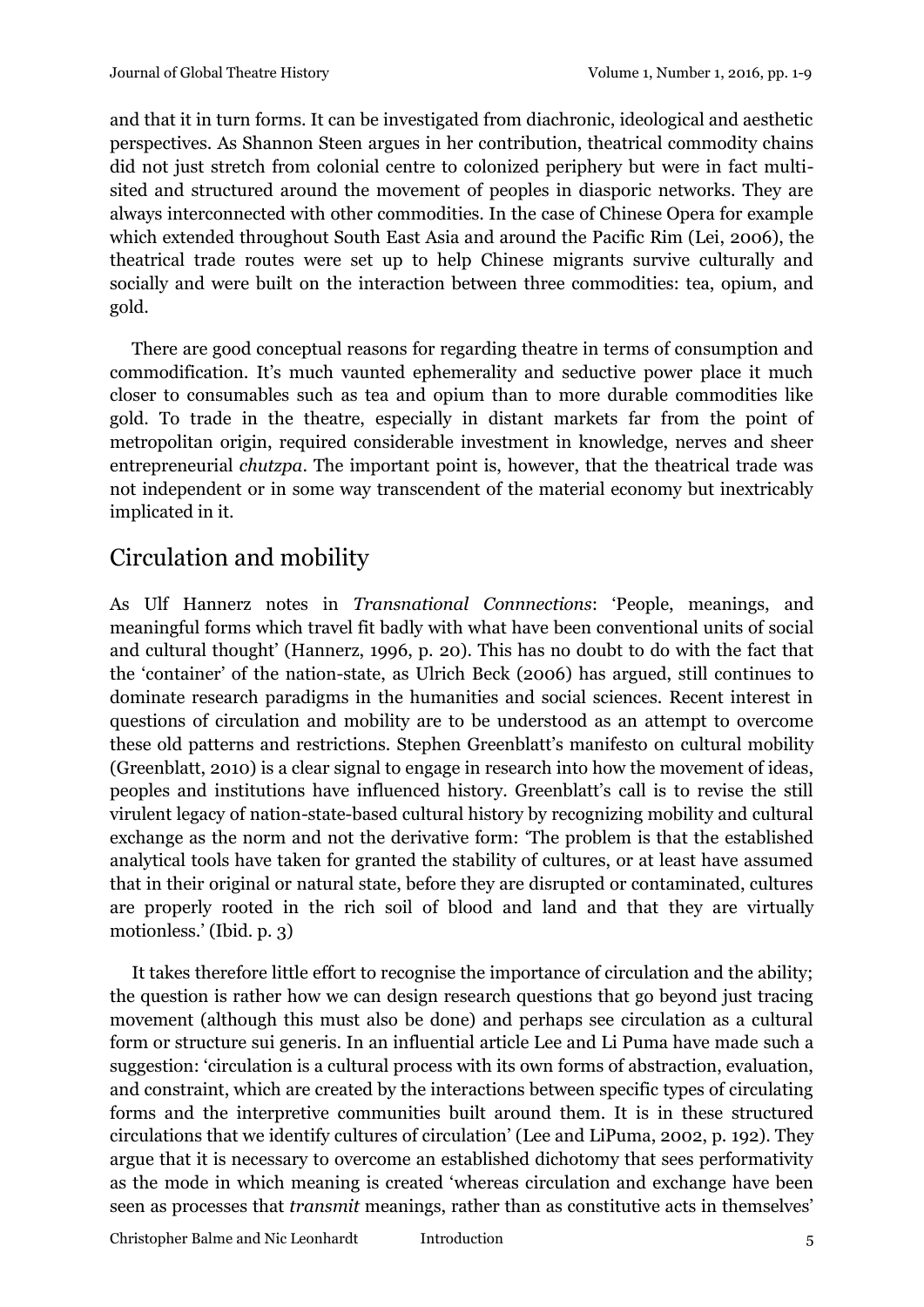and that it in turn forms. It can be investigated from diachronic, ideological and aesthetic perspectives. As Shannon Steen argues in her contribution, theatrical commodity chains did not just stretch from colonial centre to colonized periphery but were in fact multi-sited and structured around the movement of peoples in diasporic networks. They are always interconnected with other commodities. In the case of Chinese Opera for example which extended throughout South East Asia and around the Pacific Rim (Lei, 2006), the theatrical trade routes were set up to help Chinese migrants survive culturally and socially and were built on the interaction between three commodities: tea, opium, and gold.

There are good conceptual reasons for regarding theatre in terms of consumption and commodification. It's much vaunted ephemerality and seductive power place it much closer to consumables such as tea and opium than to more durable commodities like gold. To trade in the theatre, especially in distant markets far from the point of metropolitan origin, required considerable investment in knowledge, nerves and sheer entrepreneurial *chutzpa*. The important point is, however, that the theatrical trade was not independent or in some way transcendent of the material economy but inextricably implicated in it.

## Circulation and mobility

As Ulf Hannerz notes in *Transnational Connnections*: 'People, meanings, and meaningful forms which travel fit badly with what have been conventional units of social and cultural thought' (Hannerz, 1996, p. 20). This has no doubt to do with the fact that the 'container' of the nation-state, as Ulrich Beck (2006) has argued, still continues to dominate research paradigms in the humanities and social sciences. Recent interest in questions of circulation and mobility are to be understood as an attempt to overcome these old patterns and restrictions. Stephen Greenblatt's manifesto on cultural mobility (Greenblatt, 2010) is a clear signal to engage in research into how the movement of ideas, peoples and institutions have influenced history. Greenblatt's call is to revise the still virulent legacy of nation-state-based cultural history by recognizing mobility and cultural exchange as the norm and not the derivative form: 'The problem is that the established analytical tools have taken for granted the stability of cultures, or at least have assumed that in their original or natural state, before they are disrupted or contaminated, cultures are properly rooted in the rich soil of blood and land and that they are virtually motionless.' (Ibid. p. 3)

It takes therefore little effort to recognise the importance of circulation and the ability; the question is rather how we can design research questions that go beyond just tracing movement (although this must also be done) and perhaps see circulation as a cultural form or structure sui generis. In an influential article Lee and Li Puma have made such a suggestion: 'circulation is a cultural process with its own forms of abstraction, evaluation, and constraint, which are created by the interactions between specific types of circulating forms and the interpretive communities built around them. It is in these structured circulations that we identify cultures of circulation' (Lee and LiPuma, 2002, p. 192). They argue that it is necessary to overcome an established dichotomy that sees performativity as the mode in which meaning is created 'whereas circulation and exchange have been seen as processes that *transmit* meanings, rather than as constitutive acts in themselves'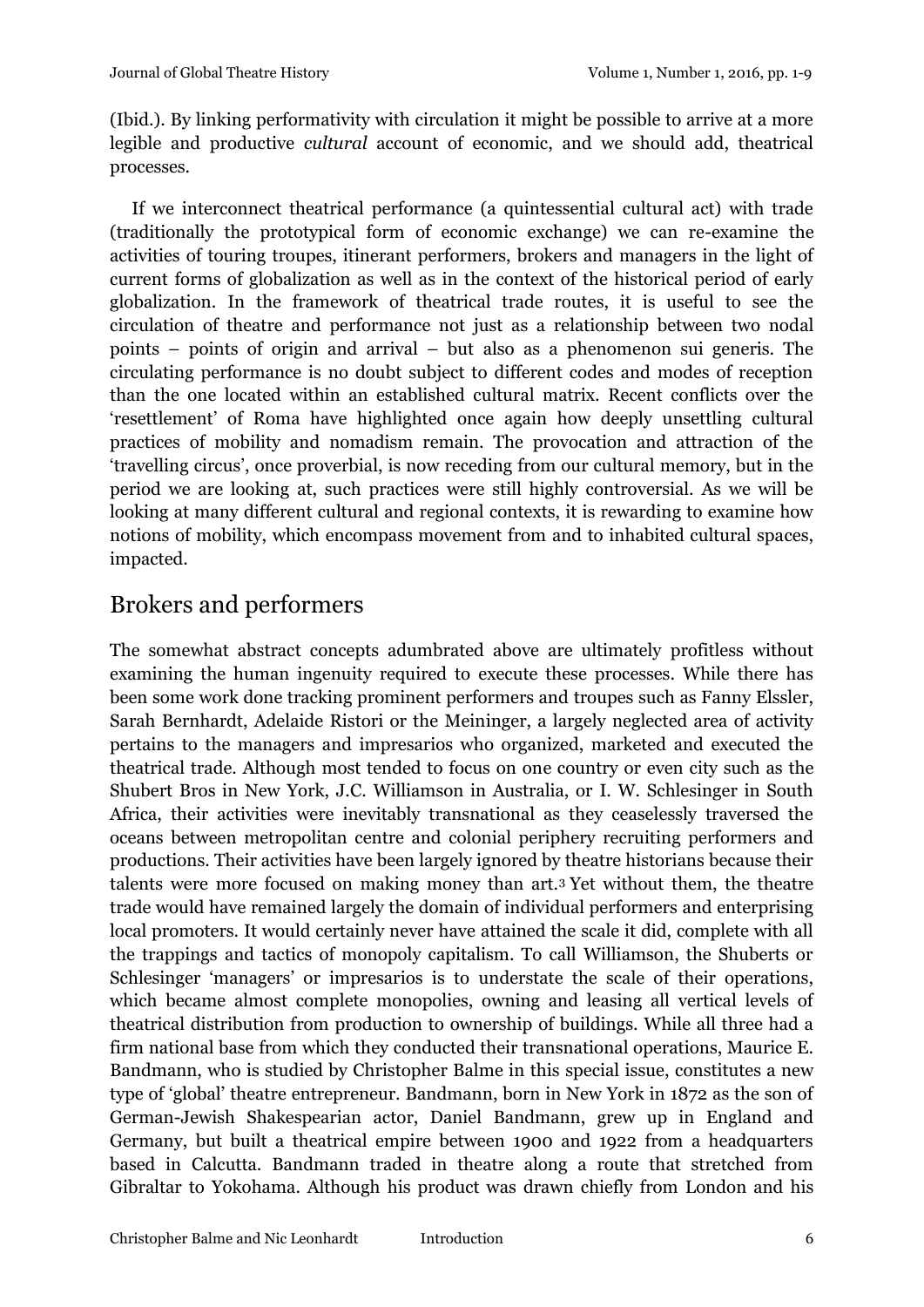(Ibid.). By linking performativity with circulation it might be possible to arrive at a more legible and productive *cultural* account of economic, and we should add, theatrical processes.

If we interconnect theatrical performance (a quintessential cultural act) with trade (traditionally the prototypical form of economic exchange) we can re-examine the activities of touring troupes, itinerant performers, brokers and managers in the light of current forms of globalization as well as in the context of the historical period of early globalization. In the framework of theatrical trade routes, it is useful to see the circulation of theatre and performance not just as a relationship between two nodal points – points of origin and arrival – but also as a phenomenon sui generis. The circulating performance is no doubt subject to different codes and modes of reception than the one located within an established cultural matrix. Recent conflicts over the 'resettlement' of Roma have highlighted once again how deeply unsettling cultural practices of mobility and nomadism remain. The provocation and attraction of the 'travelling circus', once proverbial, is now receding from our cultural memory, but in the period we are looking at, such practices were still highly controversial. As we will be looking at many different cultural and regional contexts, it is rewarding to examine how notions of mobility, which encompass movement from and to inhabited cultural spaces, impacted.

## Brokers and performers

The somewhat abstract concepts adumbrated above are ultimately profitless without examining the human ingenuity required to execute these processes. While there has been some work done tracking prominent performers and troupes such as Fanny Elssler, Sarah Bernhardt, Adelaide Ristori or the Meininger, a largely neglected area of activity pertains to the managers and impresarios who organized, marketed and executed the theatrical trade. Although most tended to focus on one country or even city such as the Shubert Bros in New York, J.C. Williamson in Australia, or I. W. Schlesinger in South Africa, their activities were inevitably transnational as they ceaselessly traversed the oceans between metropolitan centre and colonial periphery recruiting performers and productions. Their activities have been largely ignored by theatre historians because their talents were more focused on making money than art.[3] Yet without them, the theatre trade would have remained largely the domain of individual performers and enterprising local promoters. It would certainly never have attained the scale it did, complete with all the trappings and tactics of monopoly capitalism. To call Williamson, the Shuberts or Schlesinger 'managers' or impresarios is to understate the scale of their operations, which became almost complete monopolies, owning and leasing all vertical levels of theatrical distribution from production to ownership of buildings. While all three had a firm national base from which they conducted their transnational operations, Maurice E. Bandmann, who is studied by Christopher Balme in this special issue, constitutes a new type of 'global' theatre entrepreneur. Bandmann, born in New York in 1872 as the son of German-Jewish Shakespearian actor, Daniel Bandmann, grew up in England and Germany, but built a theatrical empire between 1900 and 1922 from a headquarters based in Calcutta. Bandmann traded in theatre along a route that stretched from Gibraltar to Yokohama. Although his product was drawn chiefly from London and his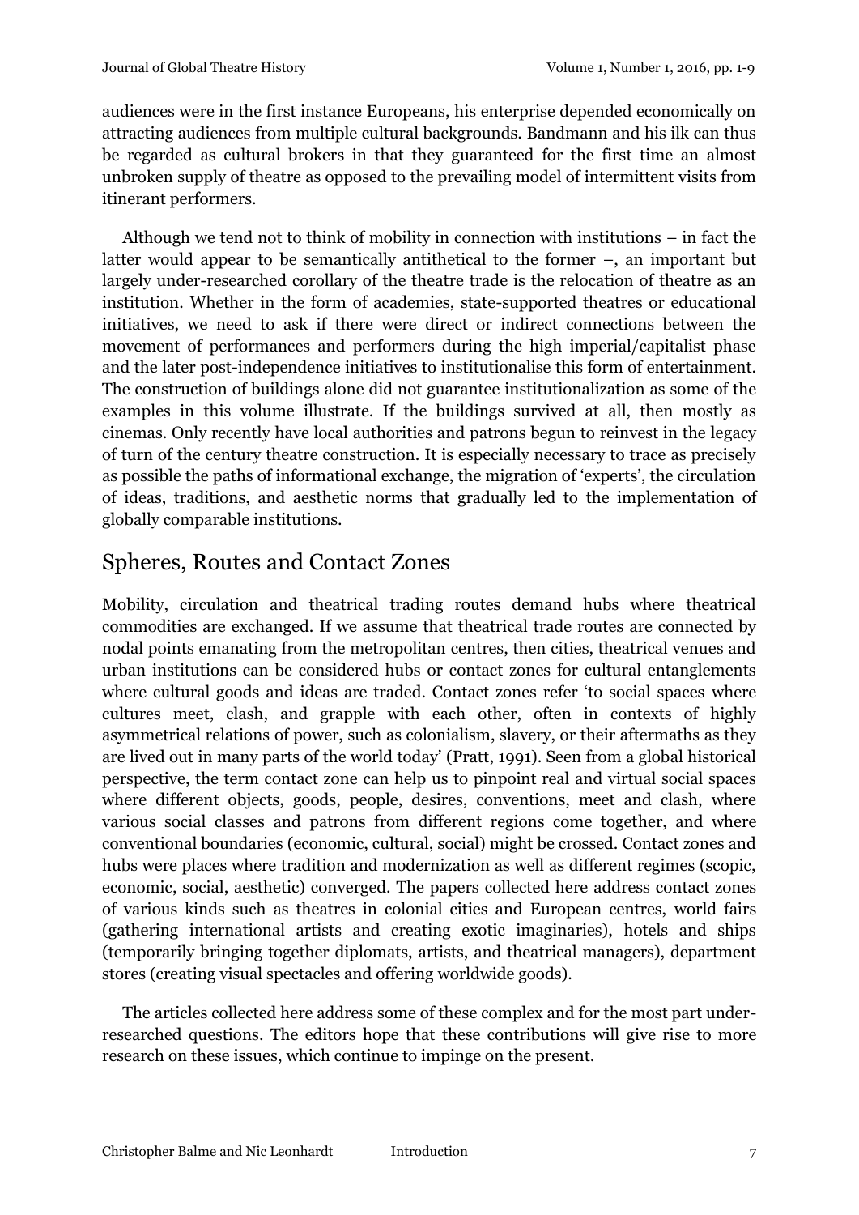audiences were in the first instance Europeans, his enterprise depended economically on attracting audiences from multiple cultural backgrounds. Bandmann and his ilk can thus be regarded as cultural brokers in that they guaranteed for the first time an almost unbroken supply of theatre as opposed to the prevailing model of intermittent visits from itinerant performers.

Although we tend not to think of mobility in connection with institutions – in fact the latter would appear to be semantically antithetical to the former –, an important but largely under-researched corollary of the theatre trade is the relocation of theatre as an institution. Whether in the form of academies, state-supported theatres or educational initiatives, we need to ask if there were direct or indirect connections between the movement of performances and performers during the high imperial/capitalist phase and the later post-independence initiatives to institutionalise this form of entertainment. The construction of buildings alone did not guarantee institutionalization as some of the examples in this volume illustrate. If the buildings survived at all, then mostly as cinemas. Only recently have local authorities and patrons begun to reinvest in the legacy of turn of the century theatre construction. It is especially necessary to trace as precisely as possible the paths of informational exchange, the migration of 'experts', the circulation of ideas, traditions, and aesthetic norms that gradually led to the implementation of globally comparable institutions.

## Spheres, Routes and Contact Zones

Mobility, circulation and theatrical trading routes demand hubs where theatrical commodities are exchanged. If we assume that theatrical trade routes are connected by nodal points emanating from the metropolitan centres, then cities, theatrical venues and urban institutions can be considered hubs or contact zones for cultural entanglements where cultural goods and ideas are traded. Contact zones refer 'to social spaces where cultures meet, clash, and grapple with each other, often in contexts of highly asymmetrical relations of power, such as colonialism, slavery, or their aftermaths as they are lived out in many parts of the world today' (Pratt, 1991). Seen from a global historical perspective, the term contact zone can help us to pinpoint real and virtual social spaces where different objects, goods, people, desires, conventions, meet and clash, where various social classes and patrons from different regions come together, and where conventional boundaries (economic, cultural, social) might be crossed. Contact zones and hubs were places where tradition and modernization as well as different regimes (scopic, economic, social, aesthetic) converged. The papers collected here address contact zones of various kinds such as theatres in colonial cities and European centres, world fairs (gathering international artists and creating exotic imaginaries), hotels and ships (temporarily bringing together diplomats, artists, and theatrical managers), department stores (creating visual spectacles and offering worldwide goods).

The articles collected here address some of these complex and for the most part under-researched questions. The editors hope that these contributions will give rise to more research on these issues, which continue to impinge on the present.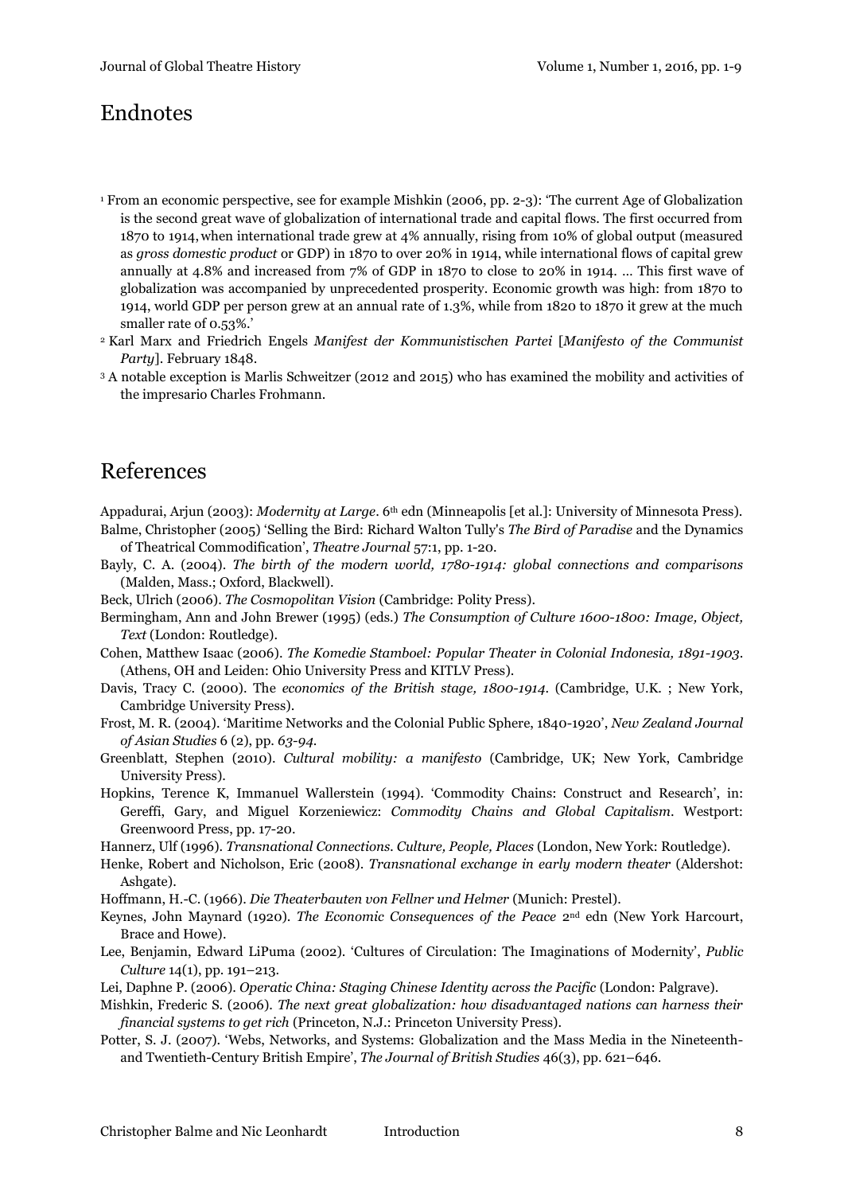## Endnotes

[1] From an economic perspective, see for example Mishkin (2006, pp. 2-3): 'The current Age of Globalization is the second great wave of globalization of international trade and capital flows. The first occurred from 1870 to 1914, when international trade grew at 4% annually, rising from 10% of global output (measured as *gross domestic product* or GDP) in 1870 to over 20% in 1914, while international flows of capital grew annually at 4.8% and increased from 7% of GDP in 1870 to close to 20% in 1914. ... This first wave of globalization was accompanied by unprecedented prosperity. Economic growth was high: from 1870 to 1914, world GDP per person grew at an annual rate of 1.3%, while from 1820 to 1870 it grew at the much smaller rate of 0.53%.'

[2] Karl Marx and Friedrich Engels *Manifest der Kommunistischen Partei* [*Manifesto of the Communist Party*]. February 1848.

[3] A notable exception is Marlis Schweitzer (2012 and 2015) who has examined the mobility and activities of the impresario Charles Frohmann.

## References

Appadurai, Arjun (2003): *Modernity at Large*. 6th edn (Minneapolis [et al.]: University of Minnesota Press).

Balme, Christopher (2005) 'Selling the Bird: Richard Walton Tully's *The Bird of Paradise* and the Dynamics of Theatrical Commodification', *Theatre Journal* 57:1, pp. 1-20.

Bayly, C. A. (2004). *The birth of the modern world, 1780-1914: global connections and comparisons* (Malden, Mass.; Oxford, Blackwell).

Beck, Ulrich (2006). *The Cosmopolitan Vision* (Cambridge: Polity Press).

Bermingham, Ann and John Brewer (1995) (eds.) *The Consumption of Culture 1600-1800: Image, Object, Text* (London: Routledge).

Cohen, Matthew Isaac (2006). *The Komedie Stamboel: Popular Theater in Colonial Indonesia, 1891-1903*. (Athens, OH and Leiden: Ohio University Press and KITLV Press).

Davis, Tracy C. (2000). The *economics of the British stage, 1800-1914*. (Cambridge, U.K. ; New York, Cambridge University Press).

Frost, M. R. (2004). 'Maritime Networks and the Colonial Public Sphere, 1840-1920', *New Zealand Journal of Asian Studies* 6 (2), pp. *63-94*.

Greenblatt, Stephen (2010). *Cultural mobility: a manifesto* (Cambridge, UK; New York, Cambridge University Press).

Hopkins, Terence K, Immanuel Wallerstein (1994). 'Commodity Chains: Construct and Research', in: Gereffi, Gary, and Miguel Korzeniewicz: *Commodity Chains and Global Capitalism*. Westport: Greenwood Press, pp. 17-20.

Hannerz, Ulf (1996). *Transnational Connections. Culture, People, Places* (London, New York: Routledge).

Henke, Robert and Nicholson, Eric (2008). *Transnational exchange in early modern theater* (Aldershot: Ashgate).

Hoffmann, H.-C. (1966). *Die Theaterbauten von Fellner und Helmer* (Munich: Prestel).

Keynes, John Maynard (1920). *The Economic Consequences of the Peace* 2nd edn (New York Harcourt, Brace and Howe).

Lee, Benjamin, Edward LiPuma (2002). 'Cultures of Circulation: The Imaginations of Modernity', *Public Culture* 14(1), pp. 191–213.

Lei, Daphne P. (2006). *Operatic China: Staging Chinese Identity across the Pacific* (London: Palgrave).

Mishkin, Frederic S. (2006). *The next great globalization: how disadvantaged nations can harness their financial systems to get rich* (Princeton, N.J.: Princeton University Press).

Potter, S. J. (2007). 'Webs, Networks, and Systems: Globalization and the Mass Media in the Nineteenth- and Twentieth-Century British Empire', *The Journal of British Studies* 46(3), pp. 621–646.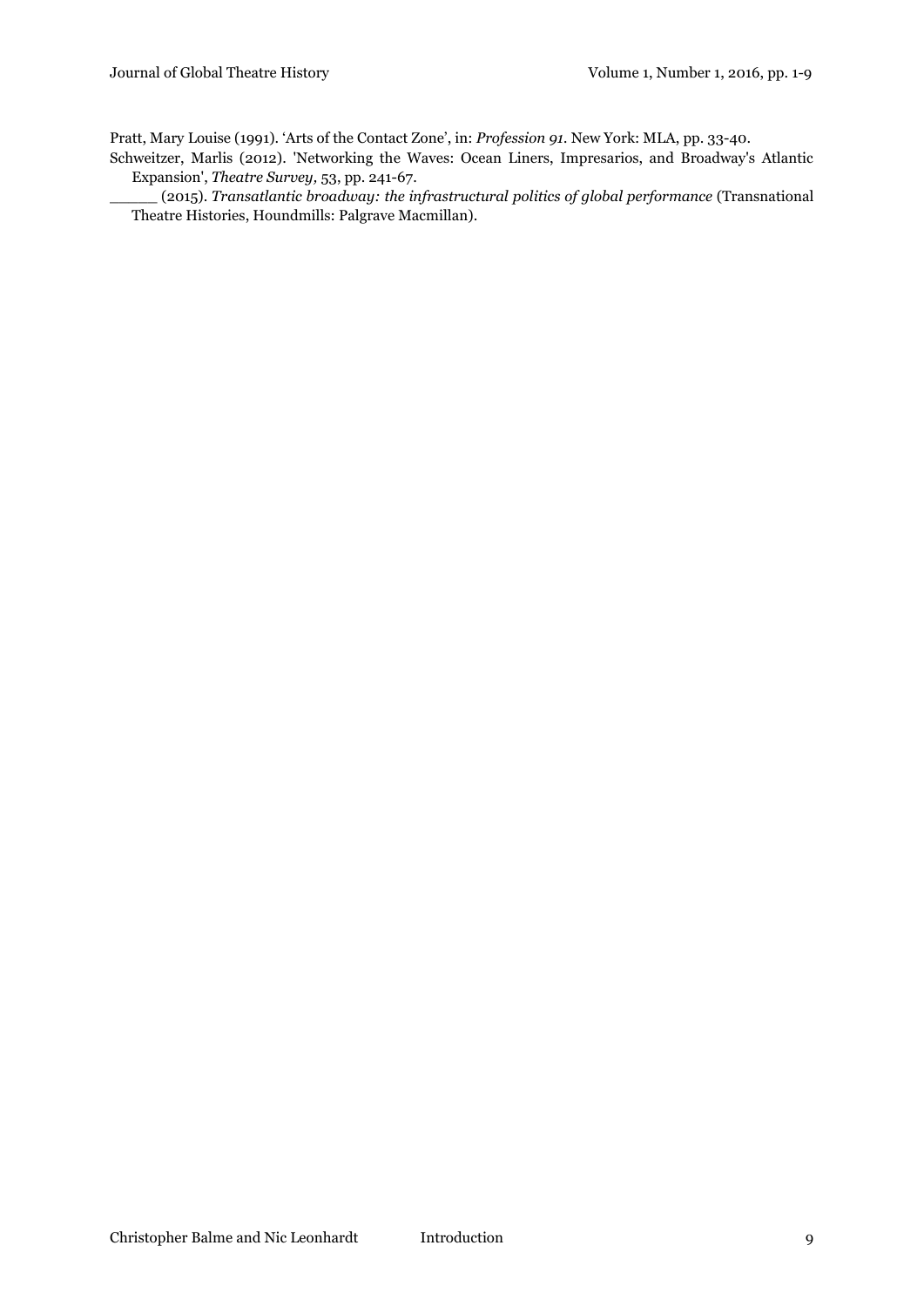Pratt, Mary Louise (1991). 'Arts of the Contact Zone', in: *Profession 91*. New York: MLA, pp. 33-40.

Schweitzer, Marlis (2012). 'Networking the Waves: Ocean Liners, Impresarios, and Broadway's Atlantic Expansion', *Theatre Survey*, 53, pp. 241-67.

_____ (2015). *Transatlantic broadway: the infrastructural politics of global performance* (Transnational Theatre Histories, Houndmills: Palgrave Macmillan).